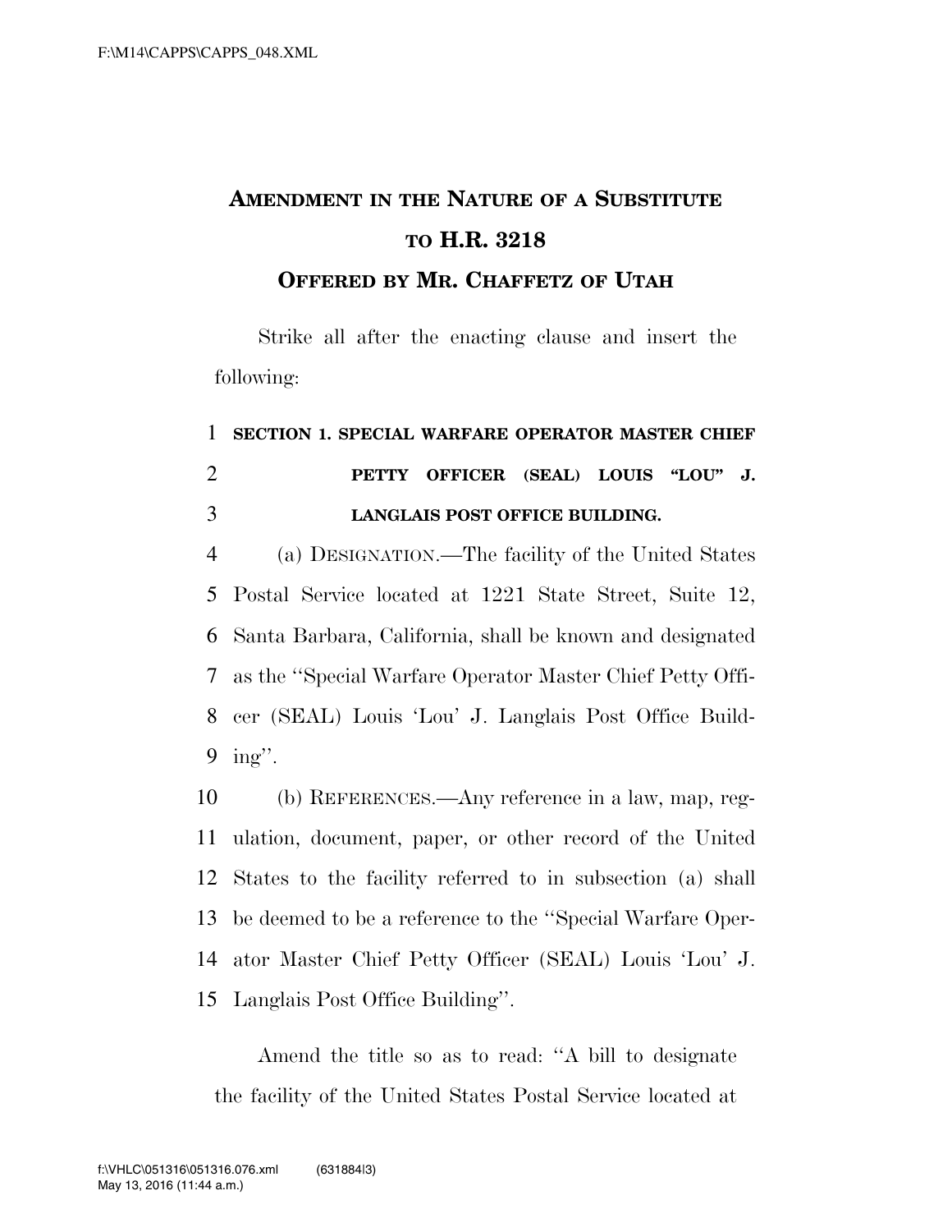# Amendment in the Nature of a Substitute to H.R. 3218

## Offered by Mr. Chaffetz of Utah

Strike all after the enacting clause and insert the following:

**SECTION 1. SPECIAL WARFARE OPERATOR MASTER CHIEF PETTY OFFICER (SEAL) LOUIS "LOU" J. LANGLAIS POST OFFICE BUILDING.**

(a) DESIGNATION.—The facility of the United States Postal Service located at 1221 State Street, Suite 12, Santa Barbara, California, shall be known and designated as the "Special Warfare Operator Master Chief Petty Officer (SEAL) Louis 'Lou' J. Langlais Post Office Building".

(b) REFERENCES.—Any reference in a law, map, regulation, document, paper, or other record of the United States to the facility referred to in subsection (a) shall be deemed to be a reference to the "Special Warfare Operator Master Chief Petty Officer (SEAL) Louis 'Lou' J. Langlais Post Office Building".

Amend the title so as to read: "A bill to designate the facility of the United States Postal Service located at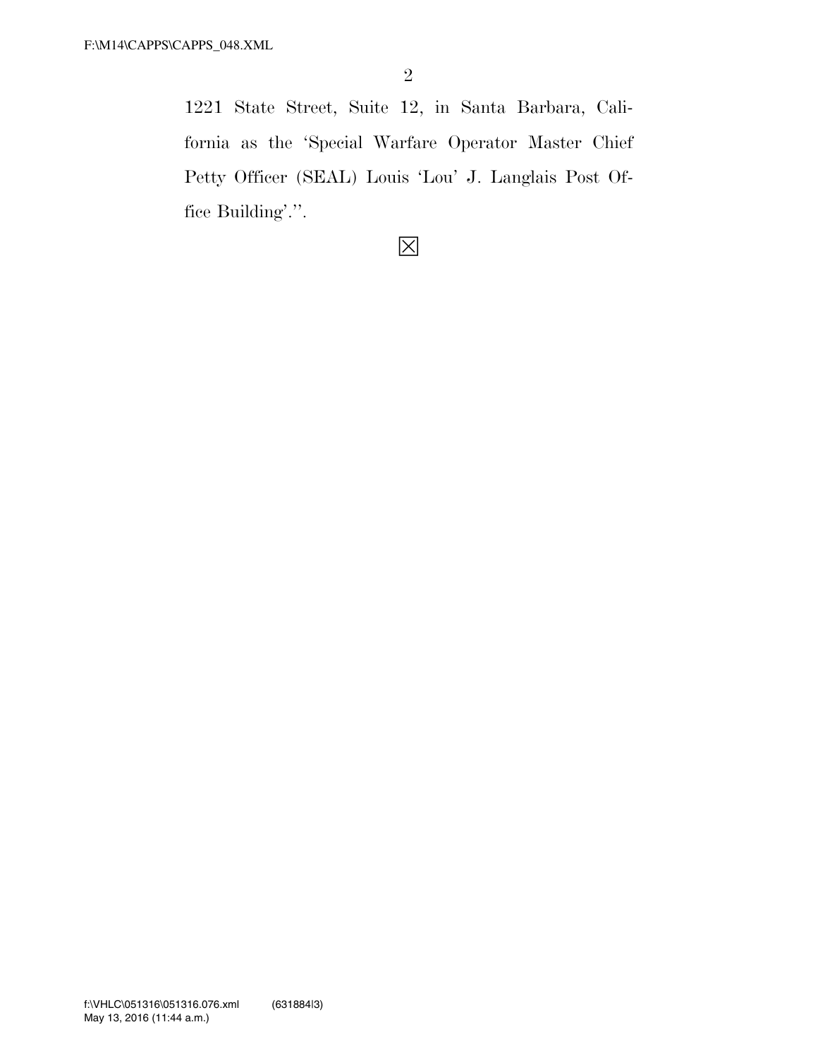1221 State Street, Suite 12, in Santa Barbara, California as the 'Special Warfare Operator Master Chief Petty Officer (SEAL) Louis 'Lou' J. Langlais Post Office Building'.''.

☒